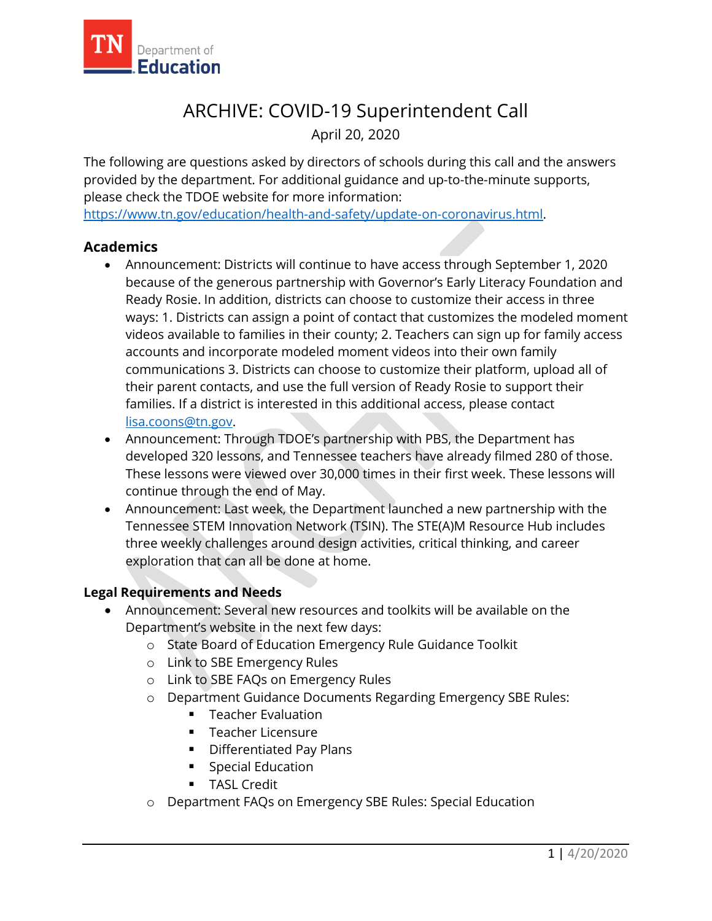# ARCHIVE: COVID-19 Superintendent Call

April 20, 2020

The following are questions asked by directors of schools during this call and the answers provided by the department. For additional guidance and up-to-the-minute supports, please check the TDOE website for more information: [https://www.tn.gov/education/health-and-safety/update-on-coronavirus.html](https://www.tn.gov/education/health-and-safety/update-on-coronavirus.html).

## Academics

- Announcement: Districts will continue to have access through September 1, 2020 because of the generous partnership with Governor's Early Literacy Foundation and Ready Rosie. In addition, districts can choose to customize their access in three ways: 1. Districts can assign a point of contact that customizes the modeled moment videos available to families in their county; 2. Teachers can sign up for family access accounts and incorporate modeled moment videos into their own family communications 3. Districts can choose to customize their platform, upload all of their parent contacts, and use the full version of Ready Rosie to support their families. If a district is interested in this additional access, please contact [lisa.coons@tn.gov](mailto:lisa.coons@tn.gov).
- Announcement: Through TDOE's partnership with PBS, the Department has developed 320 lessons, and Tennessee teachers have already filmed 280 of those. These lessons were viewed over 30,000 times in their first week. These lessons will continue through the end of May.
- Announcement: Last week, the Department launched a new partnership with the Tennessee STEM Innovation Network (TSIN). The STE(A)M Resource Hub includes three weekly challenges around design activities, critical thinking, and career exploration that can all be done at home.

## Legal Requirements and Needs

- Announcement: Several new resources and toolkits will be available on the Department's website in the next few days:
  - State Board of Education Emergency Rule Guidance Toolkit
  - Link to SBE Emergency Rules
  - Link to SBE FAQs on Emergency Rules
  - Department Guidance Documents Regarding Emergency SBE Rules:
    - Teacher Evaluation
    - Teacher Licensure
    - Differentiated Pay Plans
    - Special Education
    - TASL Credit
  - Department FAQs on Emergency SBE Rules: Special Education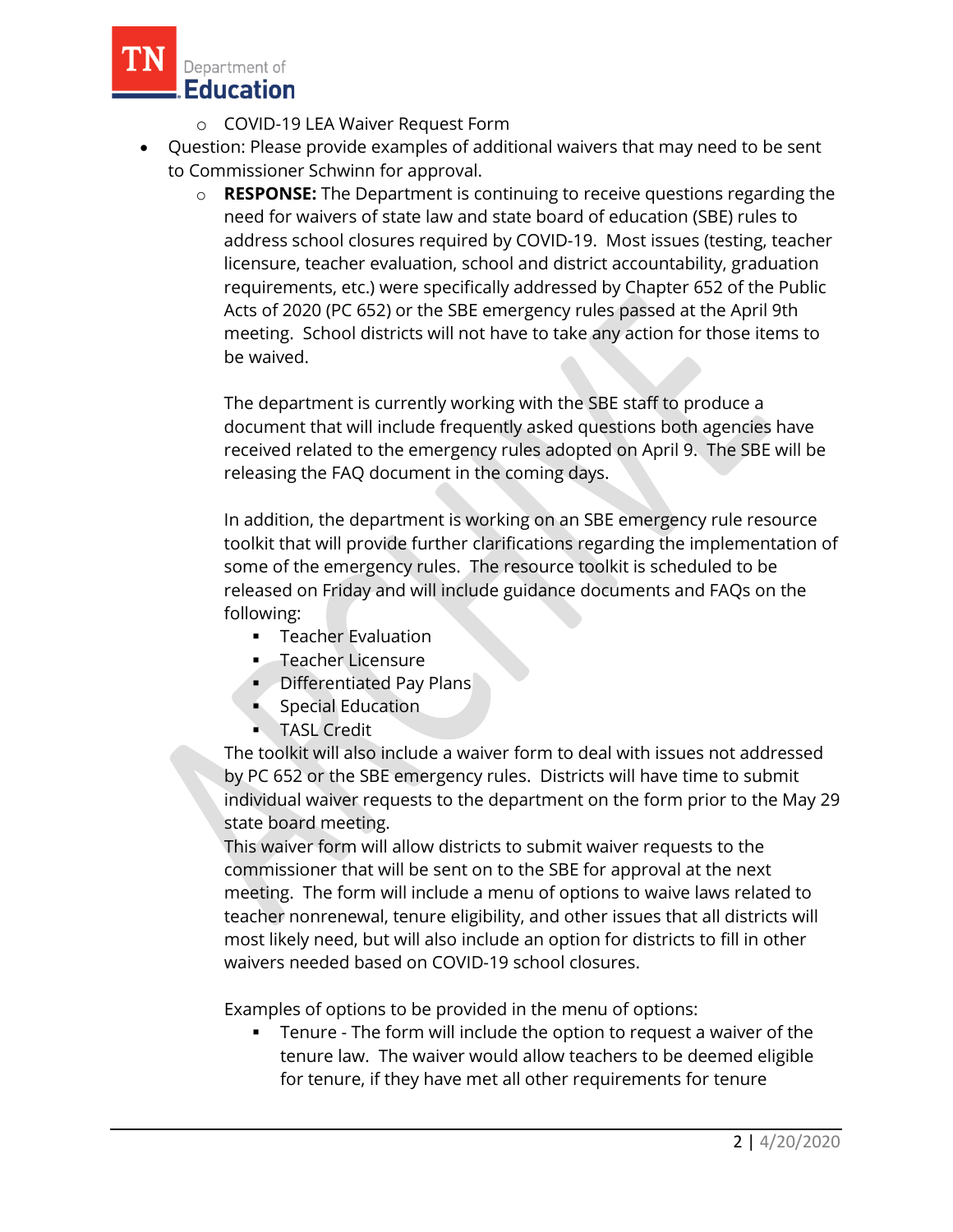- COVID-19 LEA Waiver Request Form

- Question: Please provide examples of additional waivers that may need to be sent to Commissioner Schwinn for approval.
  - **RESPONSE:** The Department is continuing to receive questions regarding the need for waivers of state law and state board of education (SBE) rules to address school closures required by COVID-19. Most issues (testing, teacher licensure, teacher evaluation, school and district accountability, graduation requirements, etc.) were specifically addressed by Chapter 652 of the Public Acts of 2020 (PC 652) or the SBE emergency rules passed at the April 9th meeting. School districts will not have to take any action for those items to be waived.

    The department is currently working with the SBE staff to produce a document that will include frequently asked questions both agencies have received related to the emergency rules adopted on April 9. The SBE will be releasing the FAQ document in the coming days.

    In addition, the department is working on an SBE emergency rule resource toolkit that will provide further clarifications regarding the implementation of some of the emergency rules. The resource toolkit is scheduled to be released on Friday and will include guidance documents and FAQs on the following:
    - Teacher Evaluation
    - Teacher Licensure
    - Differentiated Pay Plans
    - Special Education
    - TASL Credit

    The toolkit will also include a waiver form to deal with issues not addressed by PC 652 or the SBE emergency rules. Districts will have time to submit individual waiver requests to the department on the form prior to the May 29 state board meeting.

    This waiver form will allow districts to submit waiver requests to the commissioner that will be sent on to the SBE for approval at the next meeting. The form will include a menu of options to waive laws related to teacher nonrenewal, tenure eligibility, and other issues that all districts will most likely need, but will also include an option for districts to fill in other waivers needed based on COVID-19 school closures.

    Examples of options to be provided in the menu of options:
    - Tenure - The form will include the option to request a waiver of the tenure law. The waiver would allow teachers to be deemed eligible for tenure, if they have met all other requirements for tenure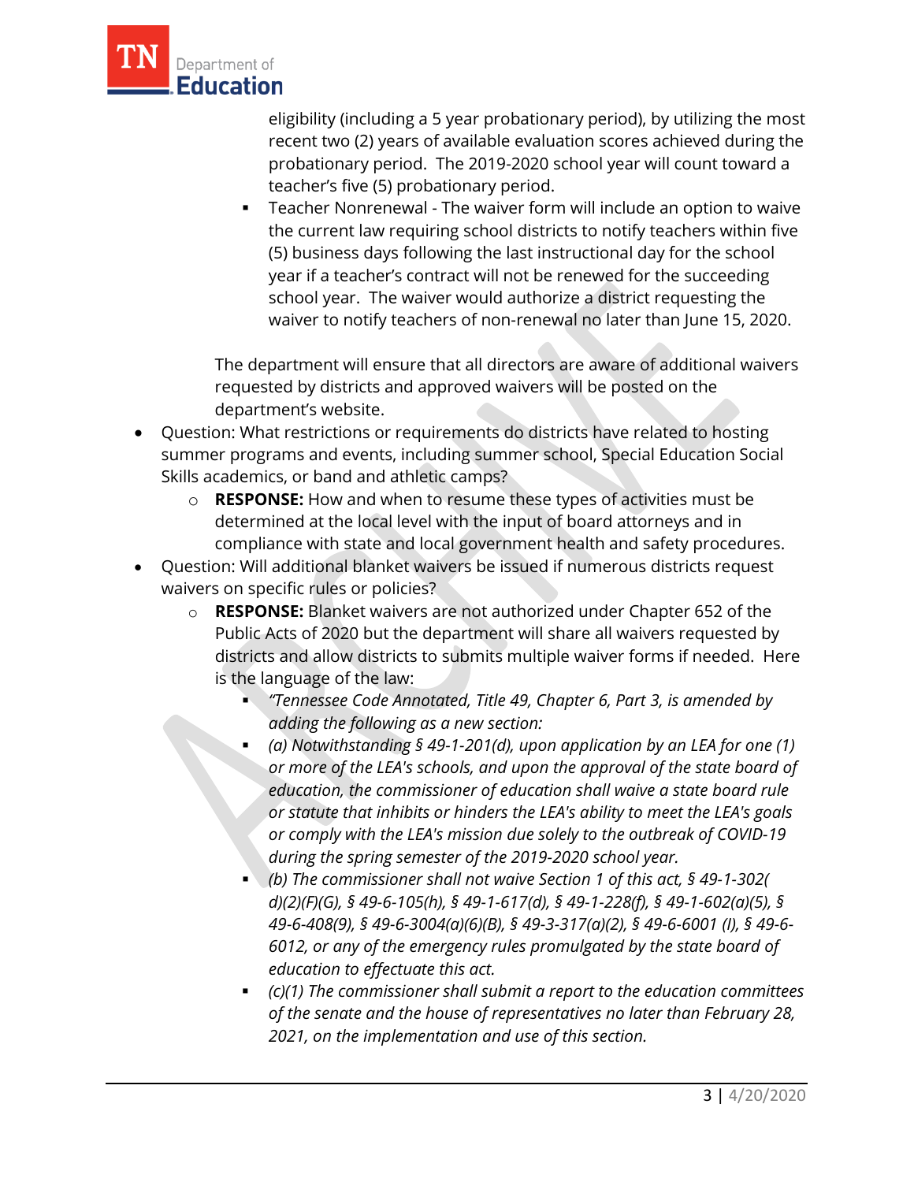eligibility (including a 5 year probationary period), by utilizing the most recent two (2) years of available evaluation scores achieved during the probationary period. The 2019-2020 school year will count toward a teacher's five (5) probationary period.

- Teacher Nonrenewal - The waiver form will include an option to waive the current law requiring school districts to notify teachers within five (5) business days following the last instructional day for the school year if a teacher's contract will not be renewed for the succeeding school year. The waiver would authorize a district requesting the waiver to notify teachers of non-renewal no later than June 15, 2020.

The department will ensure that all directors are aware of additional waivers requested by districts and approved waivers will be posted on the department's website.

- Question: What restrictions or requirements do districts have related to hosting summer programs and events, including summer school, Special Education Social Skills academics, or band and athletic camps?
  - **RESPONSE:** How and when to resume these types of activities must be determined at the local level with the input of board attorneys and in compliance with state and local government health and safety procedures.
- Question: Will additional blanket waivers be issued if numerous districts request waivers on specific rules or policies?
  - **RESPONSE:** Blanket waivers are not authorized under Chapter 652 of the Public Acts of 2020 but the department will share all waivers requested by districts and allow districts to submits multiple waiver forms if needed. Here is the language of the law:
    - *"Tennessee Code Annotated, Title 49, Chapter 6, Part 3, is amended by adding the following as a new section:*
    - *(a) Notwithstanding § 49-1-201(d), upon application by an LEA for one (1) or more of the LEA's schools, and upon the approval of the state board of education, the commissioner of education shall waive a state board rule or statute that inhibits or hinders the LEA's ability to meet the LEA's goals or comply with the LEA's mission due solely to the outbreak of COVID-19 during the spring semester of the 2019-2020 school year.*
    - *(b) The commissioner shall not waive Section 1 of this act, § 49-1-302( d)(2)(F)(G), § 49-6-105(h), § 49-1-617(d), § 49-1-228(f), § 49-1-602(a)(5), § 49-6-408(9), § 49-6-3004(a)(6)(B), § 49-3-317(a)(2), § 49-6-6001 (I), § 49-6-6012, or any of the emergency rules promulgated by the state board of education to effectuate this act.*
    - *(c)(1) The commissioner shall submit a report to the education committees of the senate and the house of representatives no later than February 28, 2021, on the implementation and use of this section.*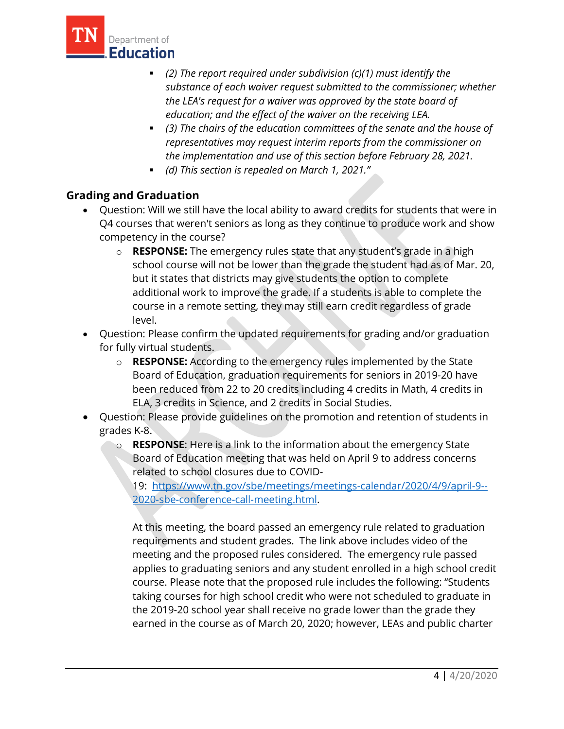- *(2) The report required under subdivision (c)(1) must identify the substance of each waiver request submitted to the commissioner; whether the LEA's request for a waiver was approved by the state board of education; and the effect of the waiver on the receiving LEA.*
- *(3) The chairs of the education committees of the senate and the house of representatives may request interim reports from the commissioner on the implementation and use of this section before February 28, 2021.*
- *(d) This section is repealed on March 1, 2021."*

## Grading and Graduation

- Question: Will we still have the local ability to award credits for students that were in Q4 courses that weren't seniors as long as they continue to produce work and show competency in the course?
  - **RESPONSE:** The emergency rules state that any student's grade in a high school course will not be lower than the grade the student had as of Mar. 20, but it states that districts may give students the option to complete additional work to improve the grade. If a students is able to complete the course in a remote setting, they may still earn credit regardless of grade level.
- Question: Please confirm the updated requirements for grading and/or graduation for fully virtual students.
  - **RESPONSE:** According to the emergency rules implemented by the State Board of Education, graduation requirements for seniors in 2019-20 have been reduced from 22 to 20 credits including 4 credits in Math, 4 credits in ELA, 3 credits in Science, and 2 credits in Social Studies.
- Question: Please provide guidelines on the promotion and retention of students in grades K-8.
  - **RESPONSE**: Here is a link to the information about the emergency State Board of Education meeting that was held on April 9 to address concerns related to school closures due to COVID-19: [https://www.tn.gov/sbe/meetings/meetings-calendar/2020/4/9/april-9--2020-sbe-conference-call-meeting.html](https://www.tn.gov/sbe/meetings/meetings-calendar/2020/4/9/april-9--2020-sbe-conference-call-meeting.html).

    At this meeting, the board passed an emergency rule related to graduation requirements and student grades. The link above includes video of the meeting and the proposed rules considered. The emergency rule passed applies to graduating seniors and any student enrolled in a high school credit course. Please note that the proposed rule includes the following: "Students taking courses for high school credit who were not scheduled to graduate in the 2019-20 school year shall receive no grade lower than the grade they earned in the course as of March 20, 2020; however, LEAs and public charter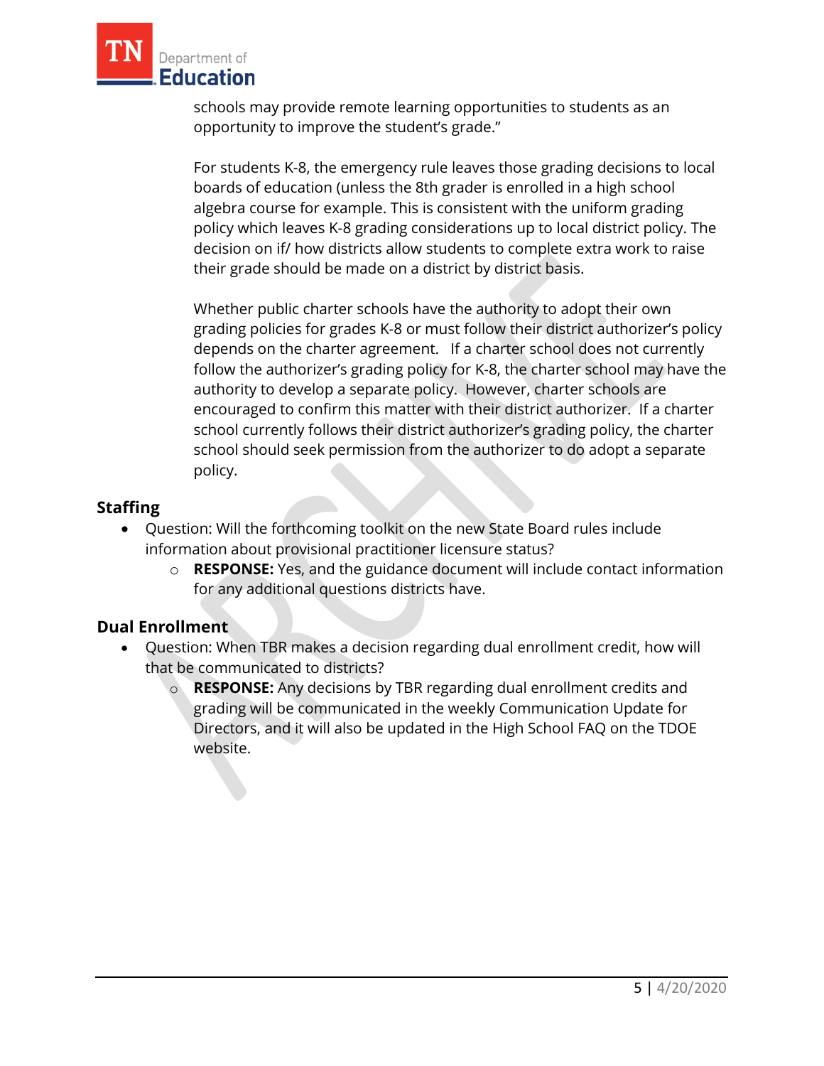schools may provide remote learning opportunities to students as an opportunity to improve the student's grade."

For students K-8, the emergency rule leaves those grading decisions to local boards of education (unless the 8th grader is enrolled in a high school algebra course for example. This is consistent with the uniform grading policy which leaves K-8 grading considerations up to local district policy. The decision on if/ how districts allow students to complete extra work to raise their grade should be made on a district by district basis.

Whether public charter schools have the authority to adopt their own grading policies for grades K-8 or must follow their district authorizer's policy depends on the charter agreement. If a charter school does not currently follow the authorizer's grading policy for K-8, the charter school may have the authority to develop a separate policy. However, charter schools are encouraged to confirm this matter with their district authorizer. If a charter school currently follows their district authorizer's grading policy, the charter school should seek permission from the authorizer to do adopt a separate policy.

## Staffing

- Question: Will the forthcoming toolkit on the new State Board rules include information about provisional practitioner licensure status?
  - **RESPONSE:** Yes, and the guidance document will include contact information for any additional questions districts have.

## Dual Enrollment

- Question: When TBR makes a decision regarding dual enrollment credit, how will that be communicated to districts?
  - **RESPONSE:** Any decisions by TBR regarding dual enrollment credits and grading will be communicated in the weekly Communication Update for Directors, and it will also be updated in the High School FAQ on the TDOE website.